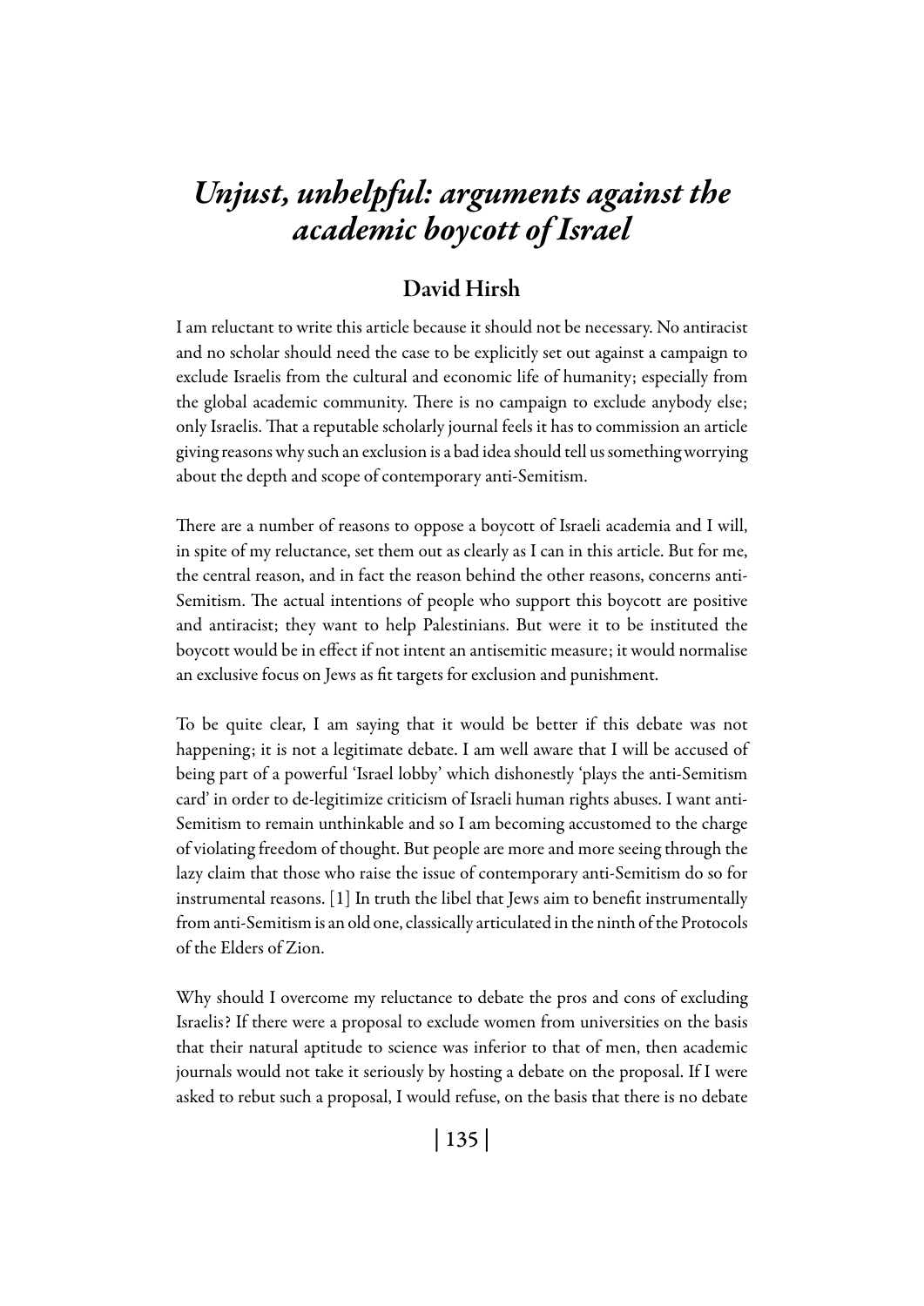# *Unjust, unhelpful: arguments against the academic boycott of Israel*

## David Hirsh

I am reluctant to write this article because it should not be necessary. No antiracist and no scholar should need the case to be explicitly set out against a campaign to exclude Israelis from the cultural and economic life of humanity; especially from the global academic community. There is no campaign to exclude anybody else; only Israelis. That a reputable scholarly journal feels it has to commission an article giving reasons why such an exclusion is a bad idea should tell us something worrying about the depth and scope of contemporary anti-Semitism.

There are a number of reasons to oppose a boycott of Israeli academia and I will, in spite of my reluctance, set them out as clearly as I can in this article. But for me, the central reason, and in fact the reason behind the other reasons, concerns anti-Semitism. The actual intentions of people who support this boycott are positive and antiracist; they want to help Palestinians. But were it to be instituted the boycott would be in effect if not intent an antisemitic measure; it would normalise an exclusive focus on Jews as fit targets for exclusion and punishment.

To be quite clear, I am saying that it would be better if this debate was not happening; it is not a legitimate debate. I am well aware that I will be accused of being part of a powerful 'Israel lobby' which dishonestly 'plays the anti-Semitism card' in order to de-legitimize criticism of Israeli human rights abuses. I want anti-Semitism to remain unthinkable and so I am becoming accustomed to the charge of violating freedom of thought. But people are more and more seeing through the lazy claim that those who raise the issue of contemporary anti-Semitism do so for instrumental reasons. [1] In truth the libel that Jews aim to benefit instrumentally from anti-Semitism is an old one, classically articulated in the ninth of the Protocols of the Elders of Zion.

Why should I overcome my reluctance to debate the pros and cons of excluding Israelis? If there were a proposal to exclude women from universities on the basis that their natural aptitude to science was inferior to that of men, then academic journals would not take it seriously by hosting a debate on the proposal. If I were asked to rebut such a proposal, I would refuse, on the basis that there is no debate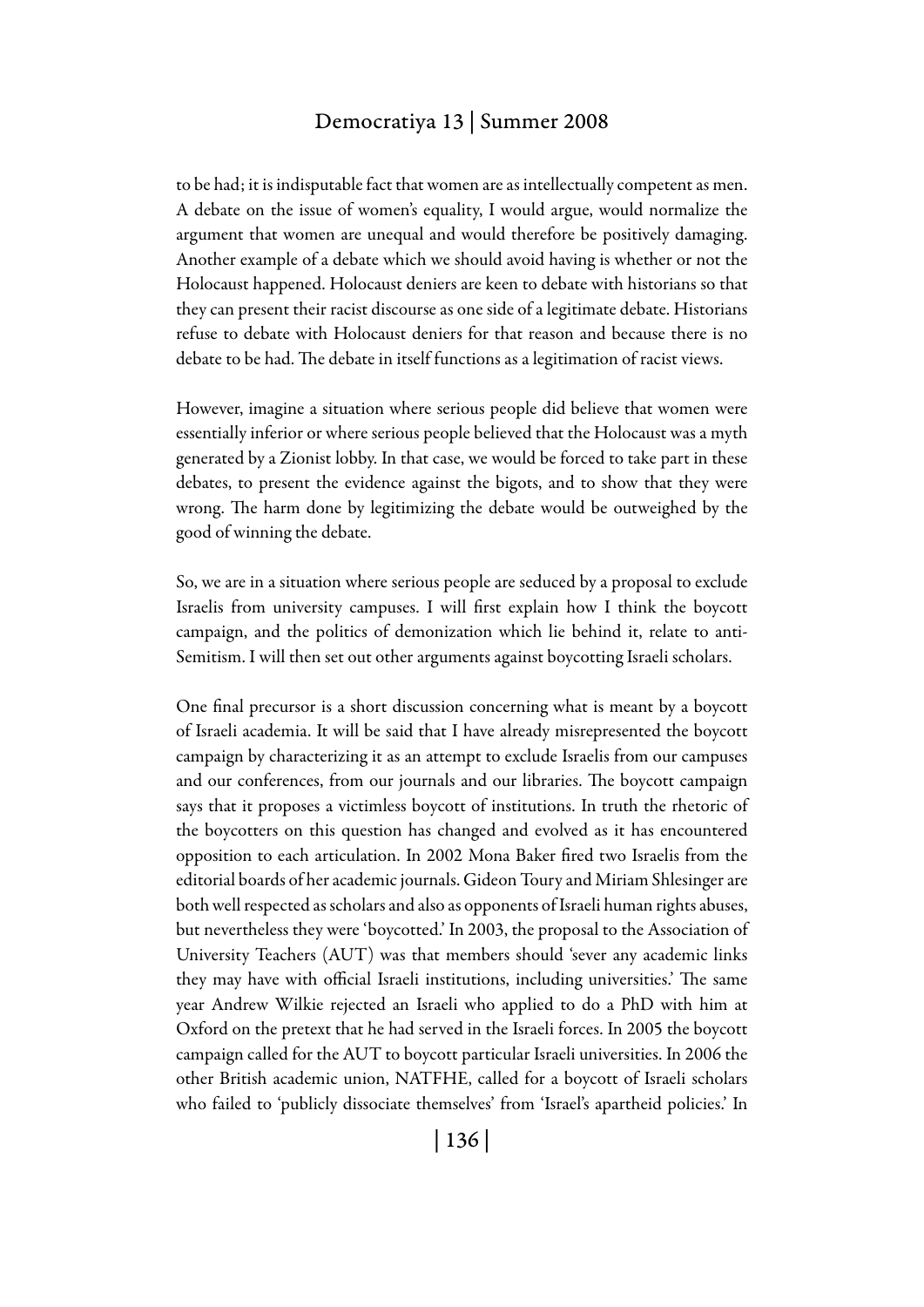to be had; it is indisputable fact that women are as intellectually competent as men. A debate on the issue of women's equality, I would argue, would normalize the argument that women are unequal and would therefore be positively damaging. Another example of a debate which we should avoid having is whether or not the Holocaust happened. Holocaust deniers are keen to debate with historians so that they can present their racist discourse as one side of a legitimate debate. Historians refuse to debate with Holocaust deniers for that reason and because there is no debate to be had. The debate in itself functions as a legitimation of racist views.

However, imagine a situation where serious people did believe that women were essentially inferior or where serious people believed that the Holocaust was a myth generated by a Zionist lobby. In that case, we would be forced to take part in these debates, to present the evidence against the bigots, and to show that they were wrong. The harm done by legitimizing the debate would be outweighed by the good of winning the debate.

So, we are in a situation where serious people are seduced by a proposal to exclude Israelis from university campuses. I will first explain how I think the boycott campaign, and the politics of demonization which lie behind it, relate to anti-Semitism. I will then set out other arguments against boycotting Israeli scholars.

One final precursor is a short discussion concerning what is meant by a boycott of Israeli academia. It will be said that I have already misrepresented the boycott campaign by characterizing it as an attempt to exclude Israelis from our campuses and our conferences, from our journals and our libraries. The boycott campaign says that it proposes a victimless boycott of institutions. In truth the rhetoric of the boycotters on this question has changed and evolved as it has encountered opposition to each articulation. In 2002 Mona Baker fired two Israelis from the editorial boards of her academic journals. Gideon Toury and Miriam Shlesinger are both well respected as scholars and also as opponents of Israeli human rights abuses, but nevertheless they were 'boycotted.' In 2003, the proposal to the Association of University Teachers (AUT) was that members should 'sever any academic links they may have with official Israeli institutions, including universities.' The same year Andrew Wilkie rejected an Israeli who applied to do a PhD with him at Oxford on the pretext that he had served in the Israeli forces. In 2005 the boycott campaign called for the AUT to boycott particular Israeli universities. In 2006 the other British academic union, NATFHE, called for a boycott of Israeli scholars who failed to 'publicly dissociate themselves' from 'Israel's apartheid policies.' In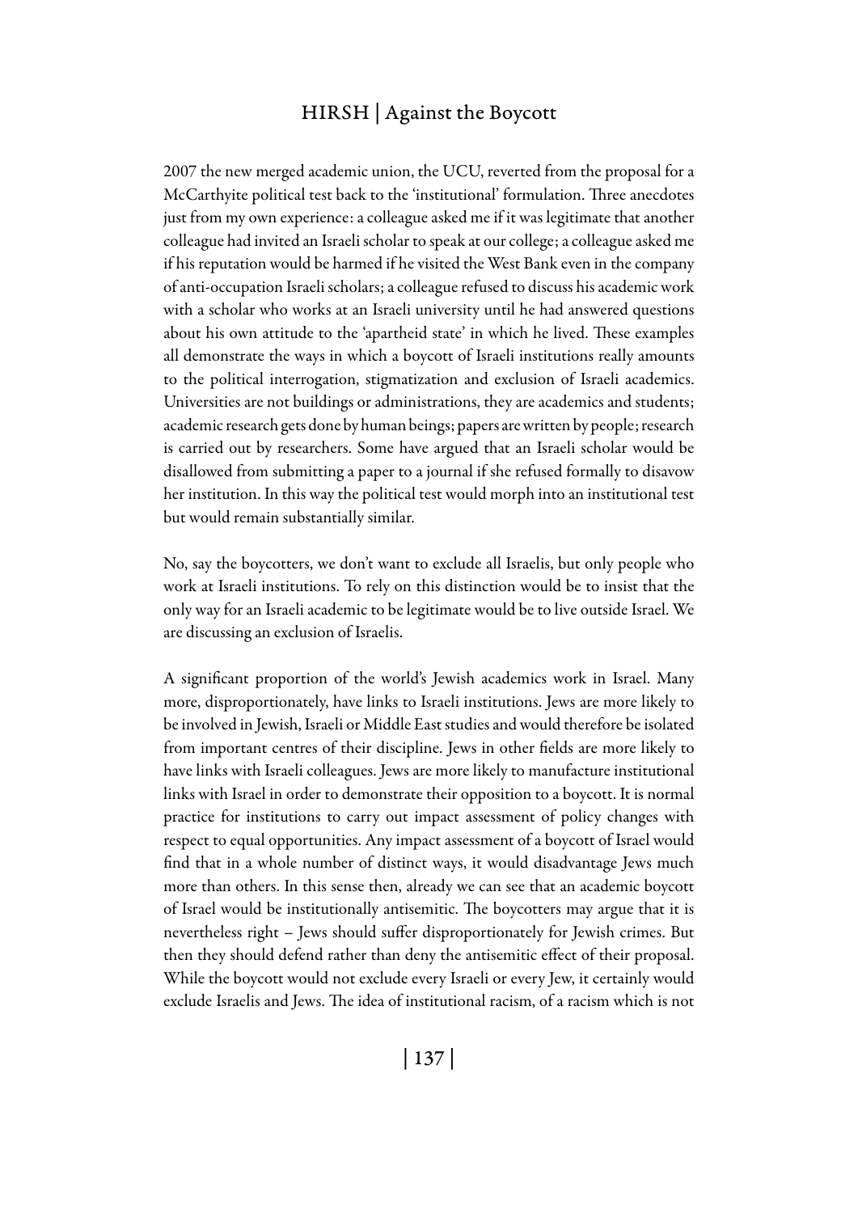2007 the new merged academic union, the UCU, reverted from the proposal for a McCarthyite political test back to the 'institutional' formulation. Three anecdotes just from my own experience: a colleague asked me if it was legitimate that another colleague had invited an Israeli scholar to speak at our college; a colleague asked me if his reputation would be harmed if he visited the West Bank even in the company of anti-occupation Israeli scholars; a colleague refused to discuss his academic work with a scholar who works at an Israeli university until he had answered questions about his own attitude to the 'apartheid state' in which he lived. These examples all demonstrate the ways in which a boycott of Israeli institutions really amounts to the political interrogation, stigmatization and exclusion of Israeli academics. Universities are not buildings or administrations, they are academics and students; academic research gets done by human beings; papers are written by people; research is carried out by researchers. Some have argued that an Israeli scholar would be disallowed from submitting a paper to a journal if she refused formally to disavow her institution. In this way the political test would morph into an institutional test but would remain substantially similar.

No, say the boycotters, we don't want to exclude all Israelis, but only people who work at Israeli institutions. To rely on this distinction would be to insist that the only way for an Israeli academic to be legitimate would be to live outside Israel. We are discussing an exclusion of Israelis.

A significant proportion of the world's Jewish academics work in Israel. Many more, disproportionately, have links to Israeli institutions. Jews are more likely to be involved in Jewish, Israeli or Middle East studies and would therefore be isolated from important centres of their discipline. Jews in other fields are more likely to have links with Israeli colleagues. Jews are more likely to manufacture institutional links with Israel in order to demonstrate their opposition to a boycott. It is normal practice for institutions to carry out impact assessment of policy changes with respect to equal opportunities. Any impact assessment of a boycott of Israel would find that in a whole number of distinct ways, it would disadvantage Jews much more than others. In this sense then, already we can see that an academic boycott of Israel would be institutionally antisemitic. The boycotters may argue that it is nevertheless right – Jews should suffer disproportionately for Jewish crimes. But then they should defend rather than deny the antisemitic effect of their proposal. While the boycott would not exclude every Israeli or every Jew, it certainly would exclude Israelis and Jews. The idea of institutional racism, of a racism which is not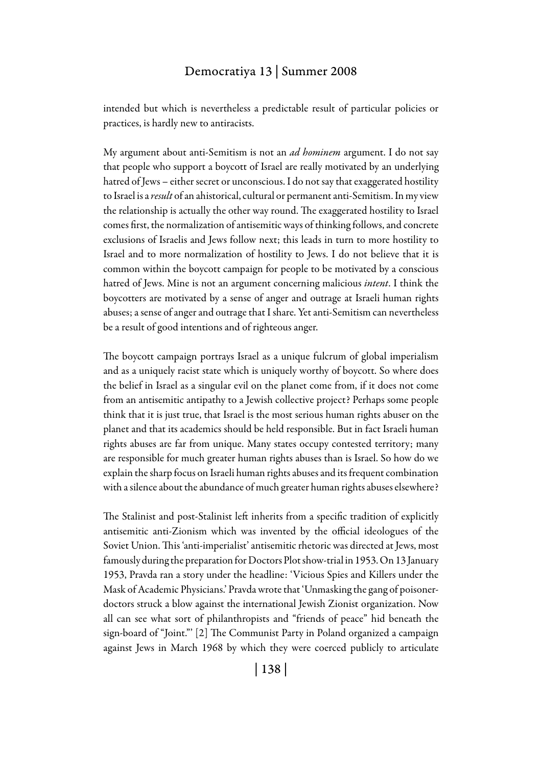intended but which is nevertheless a predictable result of particular policies or practices, is hardly new to antiracists.

My argument about anti-Semitism is not an *ad hominem* argument. I do not say that people who support a boycott of Israel are really motivated by an underlying hatred of Jews – either secret or unconscious. I do not say that exaggerated hostility to Israel is a *result* of an ahistorical, cultural or permanent anti-Semitism. In my view the relationship is actually the other way round. The exaggerated hostility to Israel comes first, the normalization of antisemitic ways of thinking follows, and concrete exclusions of Israelis and Jews follow next; this leads in turn to more hostility to Israel and to more normalization of hostility to Jews. I do not believe that it is common within the boycott campaign for people to be motivated by a conscious hatred of Jews. Mine is not an argument concerning malicious *intent*. I think the boycotters are motivated by a sense of anger and outrage at Israeli human rights abuses; a sense of anger and outrage that I share. Yet anti-Semitism can nevertheless be a result of good intentions and of righteous anger.

The boycott campaign portrays Israel as a unique fulcrum of global imperialism and as a uniquely racist state which is uniquely worthy of boycott. So where does the belief in Israel as a singular evil on the planet come from, if it does not come from an antisemitic antipathy to a Jewish collective project? Perhaps some people think that it is just true, that Israel is the most serious human rights abuser on the planet and that its academics should be held responsible. But in fact Israeli human rights abuses are far from unique. Many states occupy contested territory; many are responsible for much greater human rights abuses than is Israel. So how do we explain the sharp focus on Israeli human rights abuses and its frequent combination with a silence about the abundance of much greater human rights abuses elsewhere?

The Stalinist and post-Stalinist left inherits from a specific tradition of explicitly antisemitic anti-Zionism which was invented by the official ideologues of the Soviet Union. This 'anti-imperialist' antisemitic rhetoric was directed at Jews, most famously during the preparation for Doctors Plot show-trial in 1953. On 13 January 1953, Pravda ran a story under the headline: 'Vicious Spies and Killers under the Mask of Academic Physicians.' Pravda wrote that 'Unmasking the gang of poisoner-doctors struck a blow against the international Jewish Zionist organization. Now all can see what sort of philanthropists and "friends of peace" hid beneath the sign-board of "Joint."' [2] The Communist Party in Poland organized a campaign against Jews in March 1968 by which they were coerced publicly to articulate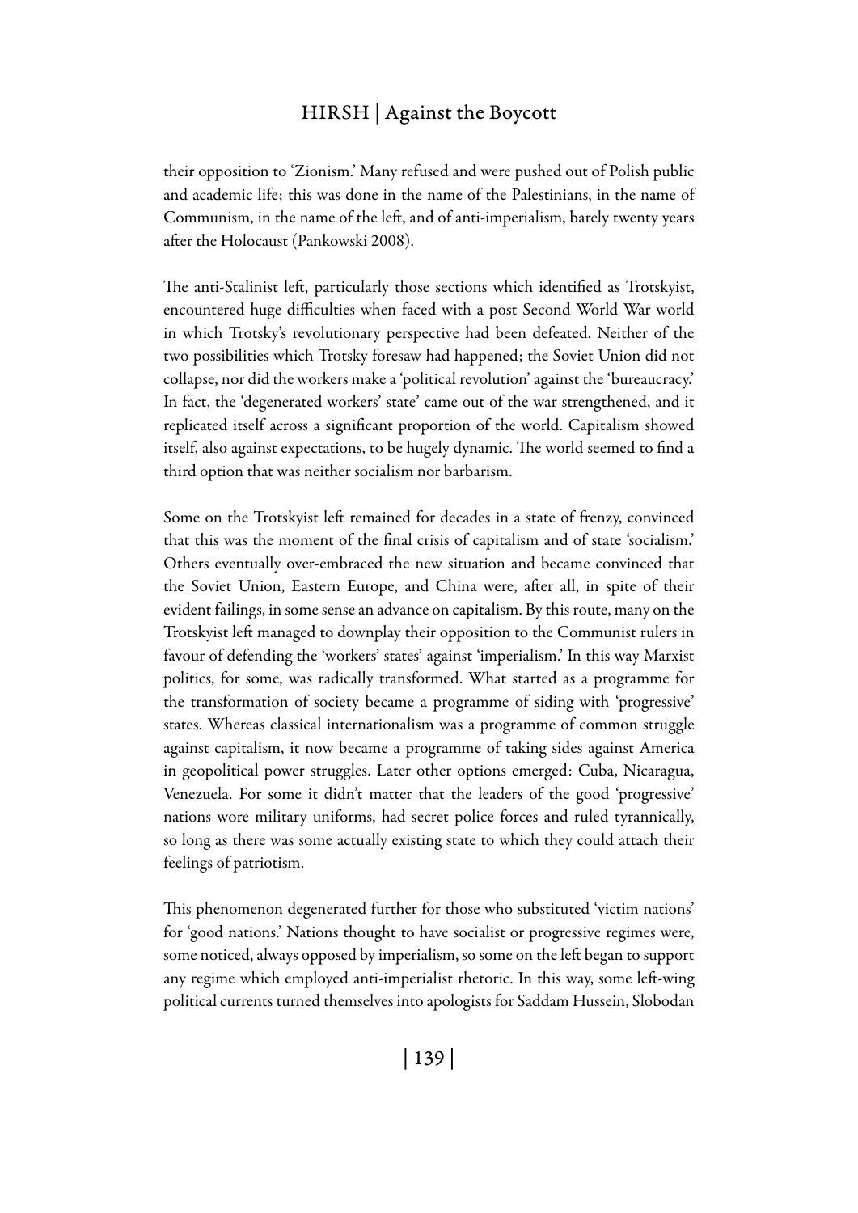their opposition to 'Zionism.' Many refused and were pushed out of Polish public and academic life; this was done in the name of the Palestinians, in the name of Communism, in the name of the left, and of anti-imperialism, barely twenty years after the Holocaust (Pankowski 2008).

The anti-Stalinist left, particularly those sections which identified as Trotskyist, encountered huge difficulties when faced with a post Second World War world in which Trotsky's revolutionary perspective had been defeated. Neither of the two possibilities which Trotsky foresaw had happened; the Soviet Union did not collapse, nor did the workers make a 'political revolution' against the 'bureaucracy.' In fact, the 'degenerated workers' state' came out of the war strengthened, and it replicated itself across a significant proportion of the world. Capitalism showed itself, also against expectations, to be hugely dynamic. The world seemed to find a third option that was neither socialism nor barbarism.

Some on the Trotskyist left remained for decades in a state of frenzy, convinced that this was the moment of the final crisis of capitalism and of state 'socialism.' Others eventually over-embraced the new situation and became convinced that the Soviet Union, Eastern Europe, and China were, after all, in spite of their evident failings, in some sense an advance on capitalism. By this route, many on the Trotskyist left managed to downplay their opposition to the Communist rulers in favour of defending the 'workers' states' against 'imperialism.' In this way Marxist politics, for some, was radically transformed. What started as a programme for the transformation of society became a programme of siding with 'progressive' states. Whereas classical internationalism was a programme of common struggle against capitalism, it now became a programme of taking sides against America in geopolitical power struggles. Later other options emerged: Cuba, Nicaragua, Venezuela. For some it didn't matter that the leaders of the good 'progressive' nations wore military uniforms, had secret police forces and ruled tyrannically, so long as there was some actually existing state to which they could attach their feelings of patriotism.

This phenomenon degenerated further for those who substituted 'victim nations' for 'good nations.' Nations thought to have socialist or progressive regimes were, some noticed, always opposed by imperialism, so some on the left began to support any regime which employed anti-imperialist rhetoric. In this way, some left-wing political currents turned themselves into apologists for Saddam Hussein, Slobodan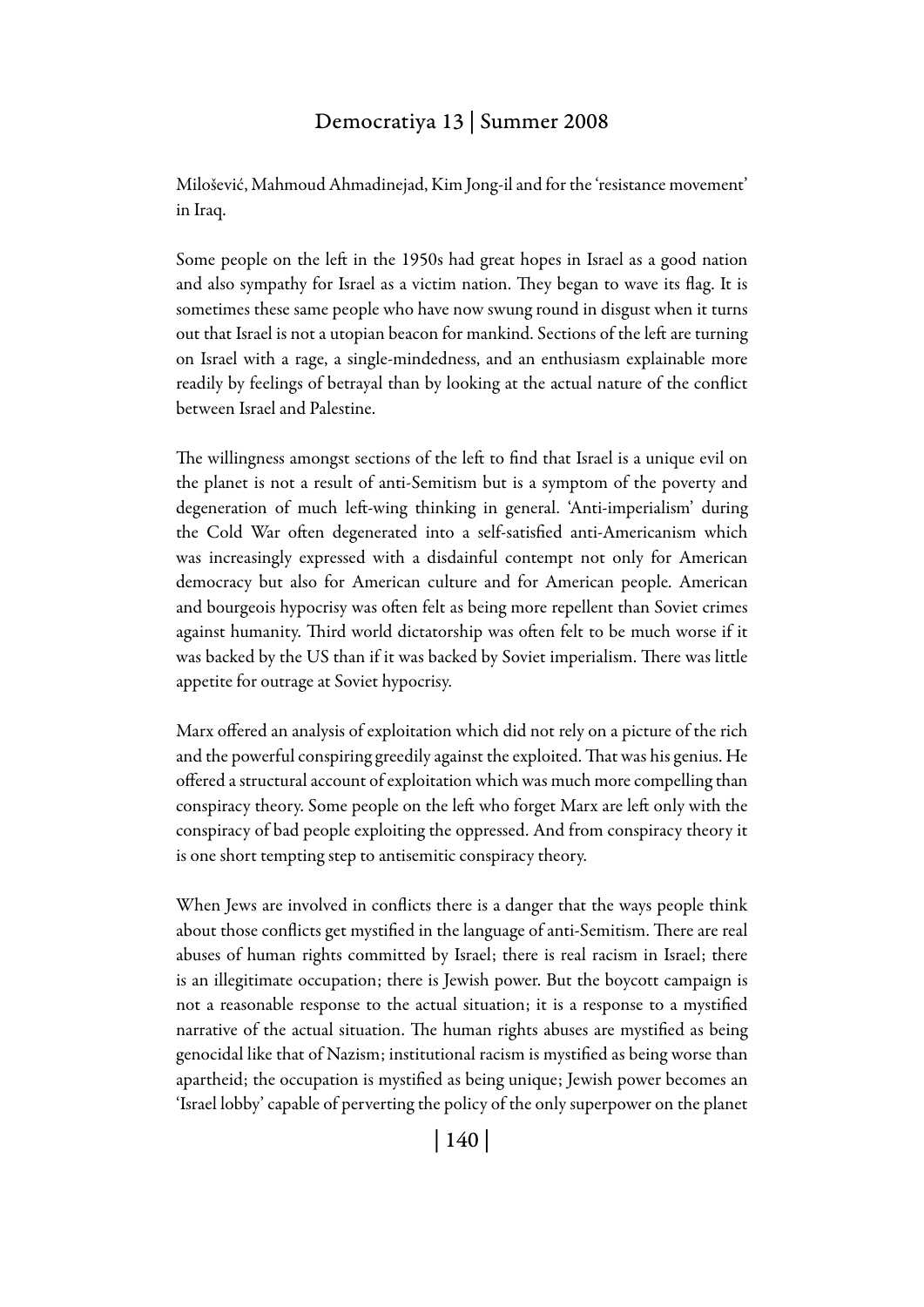Milošević, Mahmoud Ahmadinejad, Kim Jong-il and for the 'resistance movement' in Iraq.

Some people on the left in the 1950s had great hopes in Israel as a good nation and also sympathy for Israel as a victim nation. They began to wave its flag. It is sometimes these same people who have now swung round in disgust when it turns out that Israel is not a utopian beacon for mankind. Sections of the left are turning on Israel with a rage, a single-mindedness, and an enthusiasm explainable more readily by feelings of betrayal than by looking at the actual nature of the conflict between Israel and Palestine.

The willingness amongst sections of the left to find that Israel is a unique evil on the planet is not a result of anti-Semitism but is a symptom of the poverty and degeneration of much left-wing thinking in general. 'Anti-imperialism' during the Cold War often degenerated into a self-satisfied anti-Americanism which was increasingly expressed with a disdainful contempt not only for American democracy but also for American culture and for American people. American and bourgeois hypocrisy was often felt as being more repellent than Soviet crimes against humanity. Third world dictatorship was often felt to be much worse if it was backed by the US than if it was backed by Soviet imperialism. There was little appetite for outrage at Soviet hypocrisy.

Marx offered an analysis of exploitation which did not rely on a picture of the rich and the powerful conspiring greedily against the exploited. That was his genius. He offered a structural account of exploitation which was much more compelling than conspiracy theory. Some people on the left who forget Marx are left only with the conspiracy of bad people exploiting the oppressed. And from conspiracy theory it is one short tempting step to antisemitic conspiracy theory.

When Jews are involved in conflicts there is a danger that the ways people think about those conflicts get mystified in the language of anti-Semitism. There are real abuses of human rights committed by Israel; there is real racism in Israel; there is an illegitimate occupation; there is Jewish power. But the boycott campaign is not a reasonable response to the actual situation; it is a response to a mystified narrative of the actual situation. The human rights abuses are mystified as being genocidal like that of Nazism; institutional racism is mystified as being worse than apartheid; the occupation is mystified as being unique; Jewish power becomes an 'Israel lobby' capable of perverting the policy of the only superpower on the planet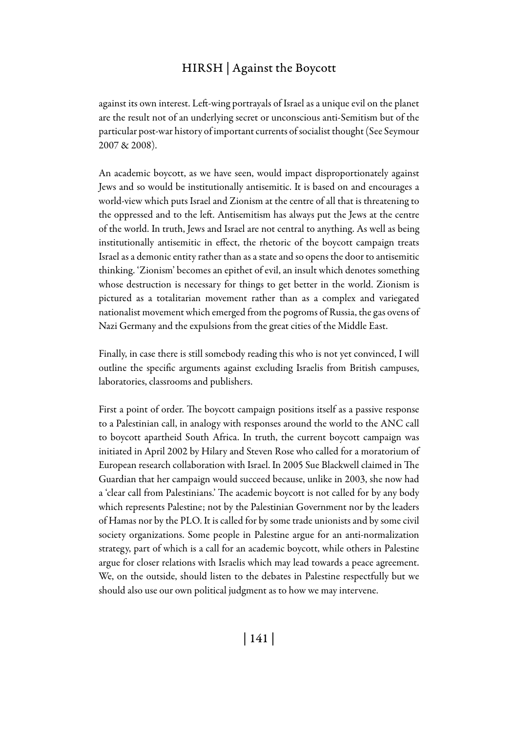against its own interest. Left-wing portrayals of Israel as a unique evil on the planet are the result not of an underlying secret or unconscious anti-Semitism but of the particular post-war history of important currents of socialist thought (See Seymour 2007 & 2008).

An academic boycott, as we have seen, would impact disproportionately against Jews and so would be institutionally antisemitic. It is based on and encourages a world-view which puts Israel and Zionism at the centre of all that is threatening to the oppressed and to the left. Antisemitism has always put the Jews at the centre of the world. In truth, Jews and Israel are not central to anything. As well as being institutionally antisemitic in effect, the rhetoric of the boycott campaign treats Israel as a demonic entity rather than as a state and so opens the door to antisemitic thinking. 'Zionism' becomes an epithet of evil, an insult which denotes something whose destruction is necessary for things to get better in the world. Zionism is pictured as a totalitarian movement rather than as a complex and variegated nationalist movement which emerged from the pogroms of Russia, the gas ovens of Nazi Germany and the expulsions from the great cities of the Middle East.

Finally, in case there is still somebody reading this who is not yet convinced, I will outline the specific arguments against excluding Israelis from British campuses, laboratories, classrooms and publishers.

First a point of order. The boycott campaign positions itself as a passive response to a Palestinian call, in analogy with responses around the world to the ANC call to boycott apartheid South Africa. In truth, the current boycott campaign was initiated in April 2002 by Hilary and Steven Rose who called for a moratorium of European research collaboration with Israel. In 2005 Sue Blackwell claimed in The Guardian that her campaign would succeed because, unlike in 2003, she now had a 'clear call from Palestinians.' The academic boycott is not called for by any body which represents Palestine; not by the Palestinian Government nor by the leaders of Hamas nor by the PLO. It is called for by some trade unionists and by some civil society organizations. Some people in Palestine argue for an anti-normalization strategy, part of which is a call for an academic boycott, while others in Palestine argue for closer relations with Israelis which may lead towards a peace agreement. We, on the outside, should listen to the debates in Palestine respectfully but we should also use our own political judgment as to how we may intervene.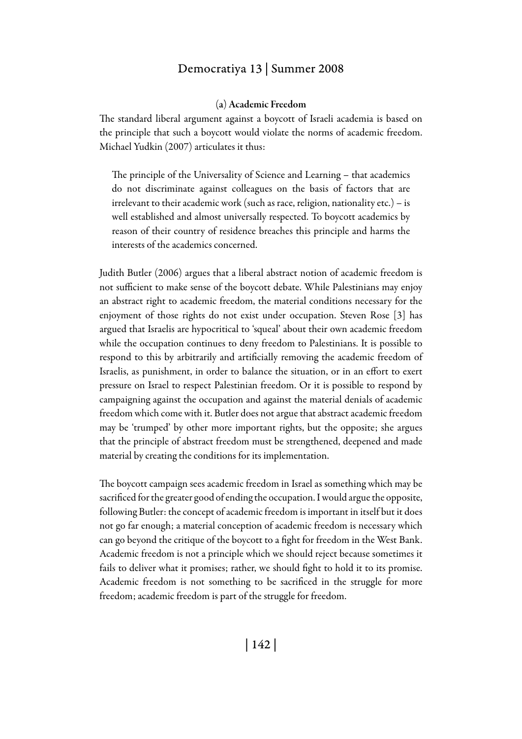### (a) Academic Freedom

The standard liberal argument against a boycott of Israeli academia is based on the principle that such a boycott would violate the norms of academic freedom. Michael Yudkin (2007) articulates it thus:

> The principle of the Universality of Science and Learning – that academics do not discriminate against colleagues on the basis of factors that are irrelevant to their academic work (such as race, religion, nationality etc.) – is well established and almost universally respected. To boycott academics by reason of their country of residence breaches this principle and harms the interests of the academics concerned.

Judith Butler (2006) argues that a liberal abstract notion of academic freedom is not sufficient to make sense of the boycott debate. While Palestinians may enjoy an abstract right to academic freedom, the material conditions necessary for the enjoyment of those rights do not exist under occupation. Steven Rose [3] has argued that Israelis are hypocritical to 'squeal' about their own academic freedom while the occupation continues to deny freedom to Palestinians. It is possible to respond to this by arbitrarily and artificially removing the academic freedom of Israelis, as punishment, in order to balance the situation, or in an effort to exert pressure on Israel to respect Palestinian freedom. Or it is possible to respond by campaigning against the occupation and against the material denials of academic freedom which come with it. Butler does not argue that abstract academic freedom may be 'trumped' by other more important rights, but the opposite; she argues that the principle of abstract freedom must be strengthened, deepened and made material by creating the conditions for its implementation.

The boycott campaign sees academic freedom in Israel as something which may be sacrificed for the greater good of ending the occupation. I would argue the opposite, following Butler: the concept of academic freedom is important in itself but it does not go far enough; a material conception of academic freedom is necessary which can go beyond the critique of the boycott to a fight for freedom in the West Bank. Academic freedom is not a principle which we should reject because sometimes it fails to deliver what it promises; rather, we should fight to hold it to its promise. Academic freedom is not something to be sacrificed in the struggle for more freedom; academic freedom is part of the struggle for freedom.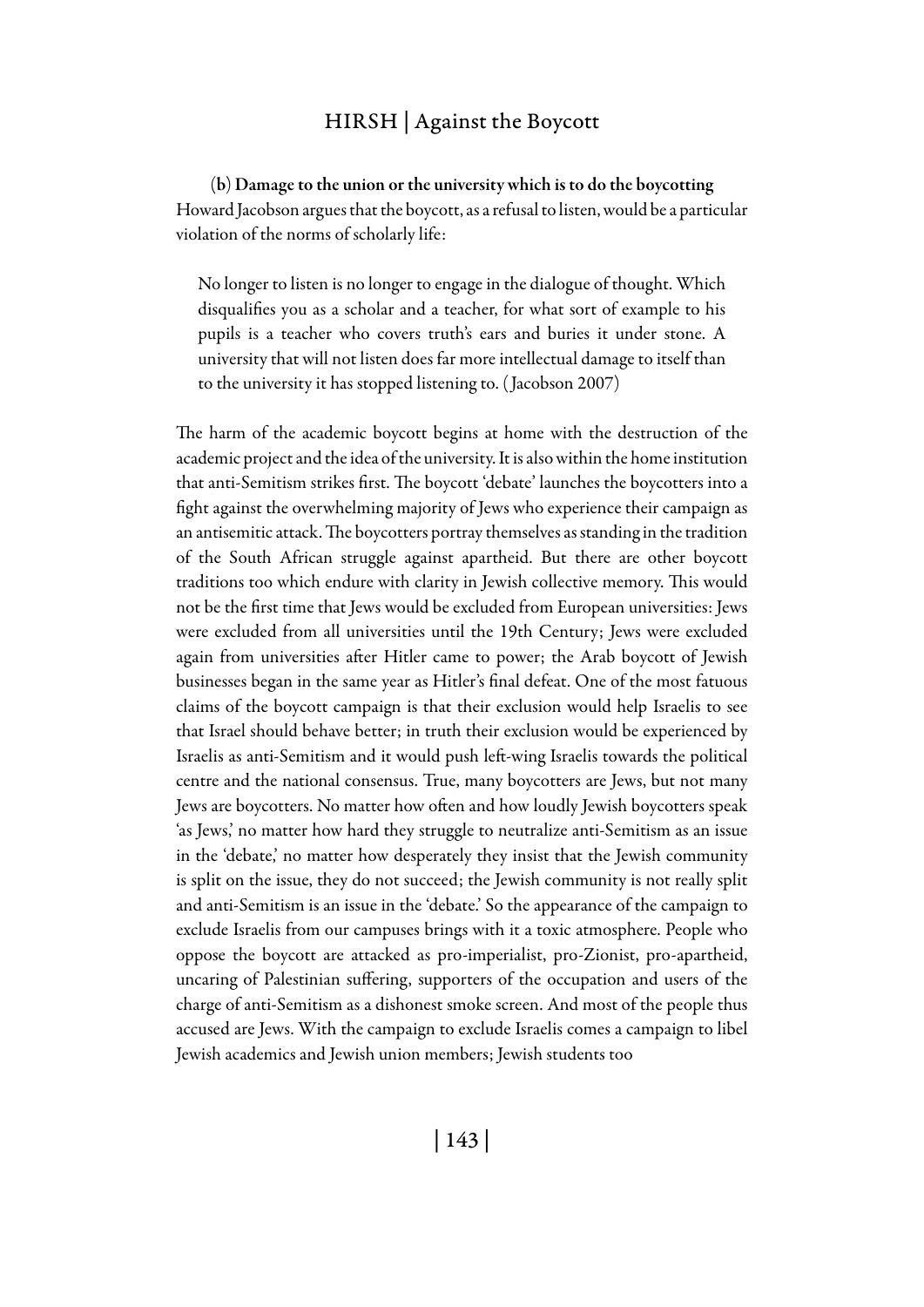**(b) Damage to the union or the university which is to do the boycotting**

Howard Jacobson argues that the boycott, as a refusal to listen, would be a particular violation of the norms of scholarly life:

> No longer to listen is no longer to engage in the dialogue of thought. Which disqualifies you as a scholar and a teacher, for what sort of example to his pupils is a teacher who covers truth's ears and buries it under stone. A university that will not listen does far more intellectual damage to itself than to the university it has stopped listening to. (Jacobson 2007)

The harm of the academic boycott begins at home with the destruction of the academic project and the idea of the university. It is also within the home institution that anti-Semitism strikes first. The boycott 'debate' launches the boycotters into a fight against the overwhelming majority of Jews who experience their campaign as an antisemitic attack. The boycotters portray themselves as standing in the tradition of the South African struggle against apartheid. But there are other boycott traditions too which endure with clarity in Jewish collective memory. This would not be the first time that Jews would be excluded from European universities: Jews were excluded from all universities until the 19th Century; Jews were excluded again from universities after Hitler came to power; the Arab boycott of Jewish businesses began in the same year as Hitler's final defeat. One of the most fatuous claims of the boycott campaign is that their exclusion would help Israelis to see that Israel should behave better; in truth their exclusion would be experienced by Israelis as anti-Semitism and it would push left-wing Israelis towards the political centre and the national consensus. True, many boycotters are Jews, but not many Jews are boycotters. No matter how often and how loudly Jewish boycotters speak 'as Jews,' no matter how hard they struggle to neutralize anti-Semitism as an issue in the 'debate,' no matter how desperately they insist that the Jewish community is split on the issue, they do not succeed; the Jewish community is not really split and anti-Semitism is an issue in the 'debate.' So the appearance of the campaign to exclude Israelis from our campuses brings with it a toxic atmosphere. People who oppose the boycott are attacked as pro-imperialist, pro-Zionist, pro-apartheid, uncaring of Palestinian suffering, supporters of the occupation and users of the charge of anti-Semitism as a dishonest smoke screen. And most of the people thus accused are Jews. With the campaign to exclude Israelis comes a campaign to libel Jewish academics and Jewish union members; Jewish students too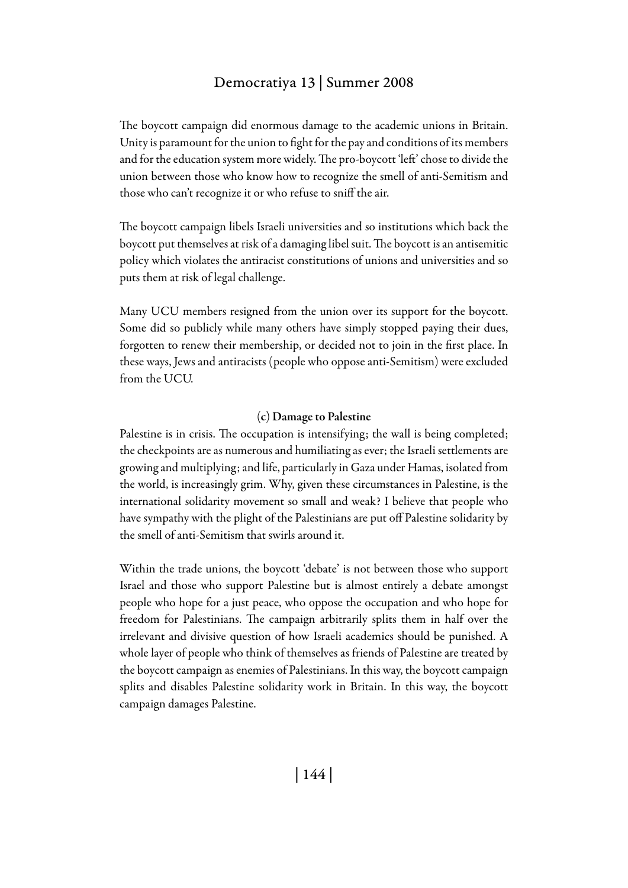The boycott campaign did enormous damage to the academic unions in Britain. Unity is paramount for the union to fight for the pay and conditions of its members and for the education system more widely. The pro-boycott 'left' chose to divide the union between those who know how to recognize the smell of anti-Semitism and those who can't recognize it or who refuse to sniff the air.

The boycott campaign libels Israeli universities and so institutions which back the boycott put themselves at risk of a damaging libel suit. The boycott is an antisemitic policy which violates the antiracist constitutions of unions and universities and so puts them at risk of legal challenge.

Many UCU members resigned from the union over its support for the boycott. Some did so publicly while many others have simply stopped paying their dues, forgotten to renew their membership, or decided not to join in the first place. In these ways, Jews and antiracists (people who oppose anti-Semitism) were excluded from the UCU.

### (c) Damage to Palestine

Palestine is in crisis. The occupation is intensifying; the wall is being completed; the checkpoints are as numerous and humiliating as ever; the Israeli settlements are growing and multiplying; and life, particularly in Gaza under Hamas, isolated from the world, is increasingly grim. Why, given these circumstances in Palestine, is the international solidarity movement so small and weak? I believe that people who have sympathy with the plight of the Palestinians are put off Palestine solidarity by the smell of anti-Semitism that swirls around it.

Within the trade unions, the boycott 'debate' is not between those who support Israel and those who support Palestine but is almost entirely a debate amongst people who hope for a just peace, who oppose the occupation and who hope for freedom for Palestinians. The campaign arbitrarily splits them in half over the irrelevant and divisive question of how Israeli academics should be punished. A whole layer of people who think of themselves as friends of Palestine are treated by the boycott campaign as enemies of Palestinians. In this way, the boycott campaign splits and disables Palestine solidarity work in Britain. In this way, the boycott campaign damages Palestine.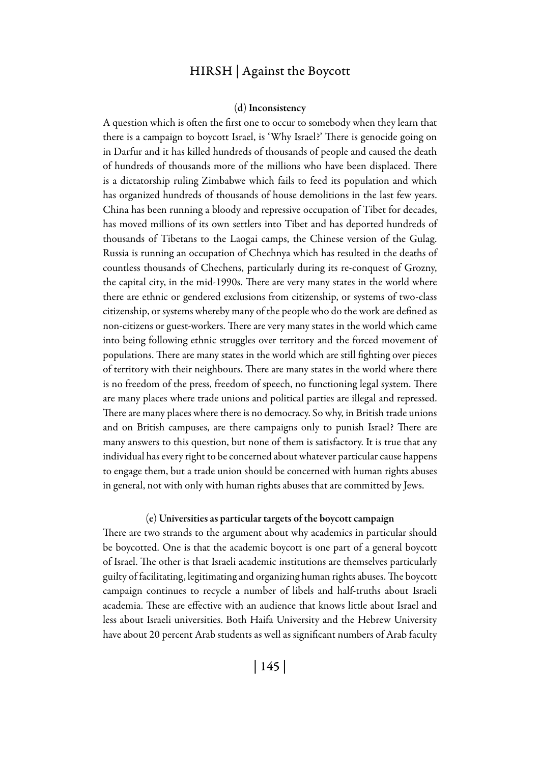### (d) Inconsistency

A question which is often the first one to occur to somebody when they learn that there is a campaign to boycott Israel, is 'Why Israel?' There is genocide going on in Darfur and it has killed hundreds of thousands of people and caused the death of hundreds of thousands more of the millions who have been displaced. There is a dictatorship ruling Zimbabwe which fails to feed its population and which has organized hundreds of thousands of house demolitions in the last few years. China has been running a bloody and repressive occupation of Tibet for decades, has moved millions of its own settlers into Tibet and has deported hundreds of thousands of Tibetans to the Laogai camps, the Chinese version of the Gulag. Russia is running an occupation of Chechnya which has resulted in the deaths of countless thousands of Chechens, particularly during its re-conquest of Grozny, the capital city, in the mid-1990s. There are very many states in the world where there are ethnic or gendered exclusions from citizenship, or systems of two-class citizenship, or systems whereby many of the people who do the work are defined as non-citizens or guest-workers. There are very many states in the world which came into being following ethnic struggles over territory and the forced movement of populations. There are many states in the world which are still fighting over pieces of territory with their neighbours. There are many states in the world where there is no freedom of the press, freedom of speech, no functioning legal system. There are many places where trade unions and political parties are illegal and repressed. There are many places where there is no democracy. So why, in British trade unions and on British campuses, are there campaigns only to punish Israel? There are many answers to this question, but none of them is satisfactory. It is true that any individual has every right to be concerned about whatever particular cause happens to engage them, but a trade union should be concerned with human rights abuses in general, not with only with human rights abuses that are committed by Jews.

### (e) Universities as particular targets of the boycott campaign

There are two strands to the argument about why academics in particular should be boycotted. One is that the academic boycott is one part of a general boycott of Israel. The other is that Israeli academic institutions are themselves particularly guilty of facilitating, legitimating and organizing human rights abuses. The boycott campaign continues to recycle a number of libels and half-truths about Israeli academia. These are effective with an audience that knows little about Israel and less about Israeli universities. Both Haifa University and the Hebrew University have about 20 percent Arab students as well as significant numbers of Arab faculty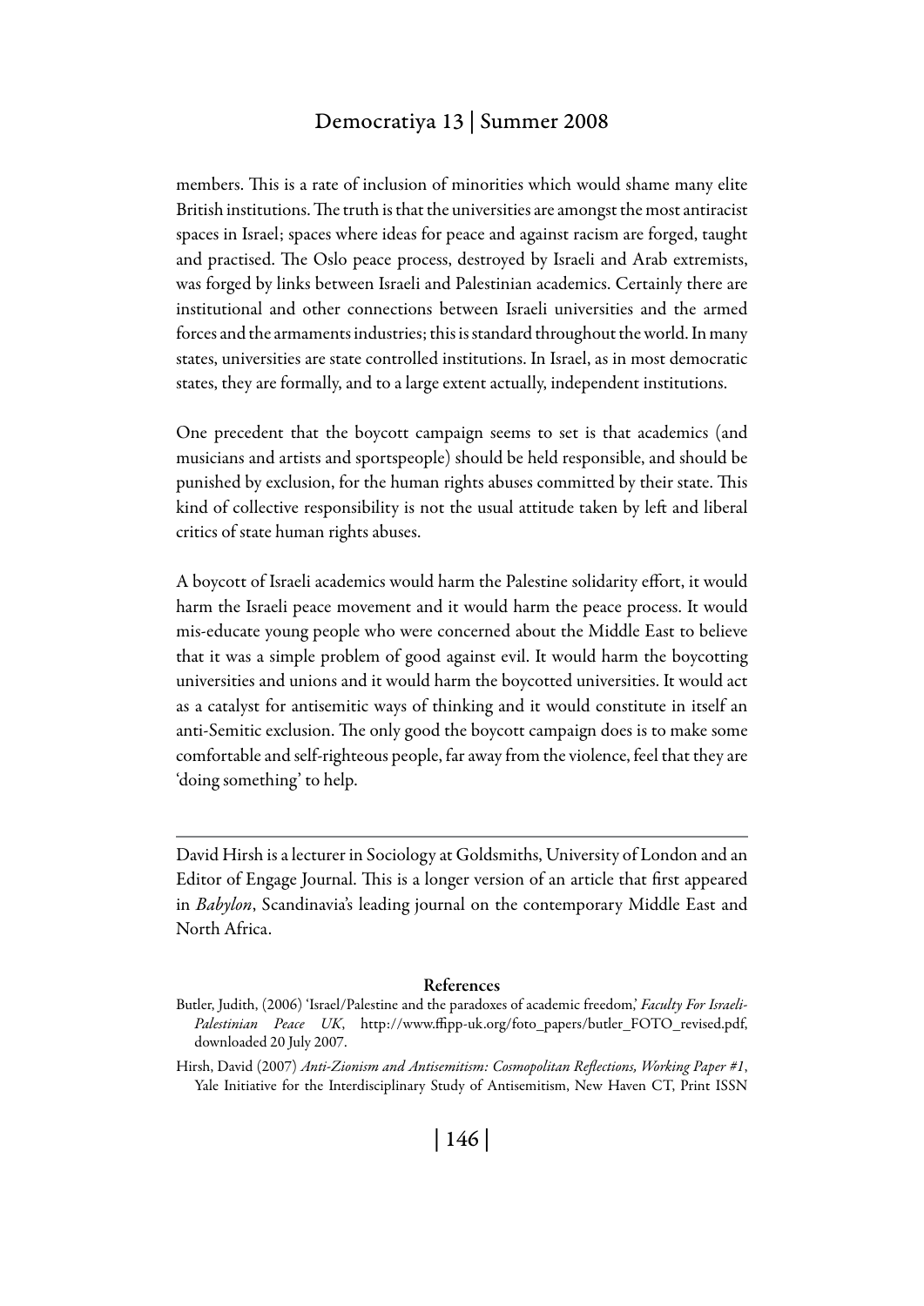members. This is a rate of inclusion of minorities which would shame many elite British institutions. The truth is that the universities are amongst the most antiracist spaces in Israel; spaces where ideas for peace and against racism are forged, taught and practised. The Oslo peace process, destroyed by Israeli and Arab extremists, was forged by links between Israeli and Palestinian academics. Certainly there are institutional and other connections between Israeli universities and the armed forces and the armaments industries; this is standard throughout the world. In many states, universities are state controlled institutions. In Israel, as in most democratic states, they are formally, and to a large extent actually, independent institutions.

One precedent that the boycott campaign seems to set is that academics (and musicians and artists and sportspeople) should be held responsible, and should be punished by exclusion, for the human rights abuses committed by their state. This kind of collective responsibility is not the usual attitude taken by left and liberal critics of state human rights abuses.

A boycott of Israeli academics would harm the Palestine solidarity effort, it would harm the Israeli peace movement and it would harm the peace process. It would mis-educate young people who were concerned about the Middle East to believe that it was a simple problem of good against evil. It would harm the boycotting universities and unions and it would harm the boycotted universities. It would act as a catalyst for antisemitic ways of thinking and it would constitute in itself an anti-Semitic exclusion. The only good the boycott campaign does is to make some comfortable and self-righteous people, far away from the violence, feel that they are 'doing something' to help.

---

David Hirsh is a lecturer in Sociology at Goldsmiths, University of London and an Editor of Engage Journal. This is a longer version of an article that first appeared in *Babylon*, Scandinavia's leading journal on the contemporary Middle East and North Africa.

#### References

Butler, Judith, (2006) 'Israel/Palestine and the paradoxes of academic freedom,' *Faculty For Israeli-Palestinian Peace UK*, http://www.ffipp-uk.org/foto_papers/butler_FOTO_revised.pdf, downloaded 20 July 2007.

Hirsh, David (2007) *Anti-Zionism and Antisemitism: Cosmopolitan Reflections, Working Paper #1*, Yale Initiative for the Interdisciplinary Study of Antisemitism, New Haven CT, Print ISSN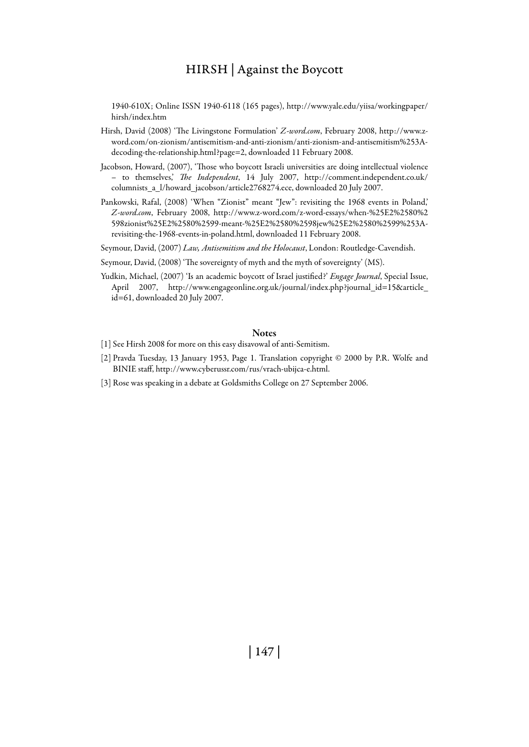1940-610X; Online ISSN 1940-6118 (165 pages), http://www.yale.edu/yiisa/workingpaper/hirsh/index.htm

Hirsh, David (2008) 'The Livingstone Formulation' *Z-word.com*, February 2008, http://www.z-word.com/on-zionism/antisemitism-and-anti-zionism/anti-zionism-and-antisemitism%253A-decoding-the-relationship.html?page=2, downloaded 11 February 2008.

Jacobson, Howard, (2007), 'Those who boycott Israeli universities are doing intellectual violence – to themselves,' *The Independent*, 14 July 2007, http://comment.independent.co.uk/columnists_a_l/howard_jacobson/article2768274.ece, downloaded 20 July 2007.

Pankowski, Rafal, (2008) 'When "Zionist" meant "Jew": revisiting the 1968 events in Poland,' *Z-word.com*, February 2008, http://www.z-word.com/z-word-essays/when-%25E2%2580%2598zionist%25E2%2580%2599-meant-%25E2%2580%2598jew%25E2%2580%2599%253A-revisiting-the-1968-events-in-poland.html, downloaded 11 February 2008.

Seymour, David, (2007) *Law, Antisemitism and the Holocaust*, London: Routledge-Cavendish.

Seymour, David, (2008) 'The sovereignty of myth and the myth of sovereignty' (MS).

Yudkin, Michael, (2007) 'Is an academic boycott of Israel justified?' *Engage Journal*, Special Issue, April 2007, http://www.engageonline.org.uk/journal/index.php?journal_id=15&article_id=61, downloaded 20 July 2007.

## Notes

[1] See Hirsh 2008 for more on this easy disavowal of anti-Semitism.

[2] Pravda Tuesday, 13 January 1953, Page 1. Translation copyright © 2000 by P.R. Wolfe and BINIE staff, http://www.cyberussr.com/rus/vrach-ubijca-e.html.

[3] Rose was speaking in a debate at Goldsmiths College on 27 September 2006.